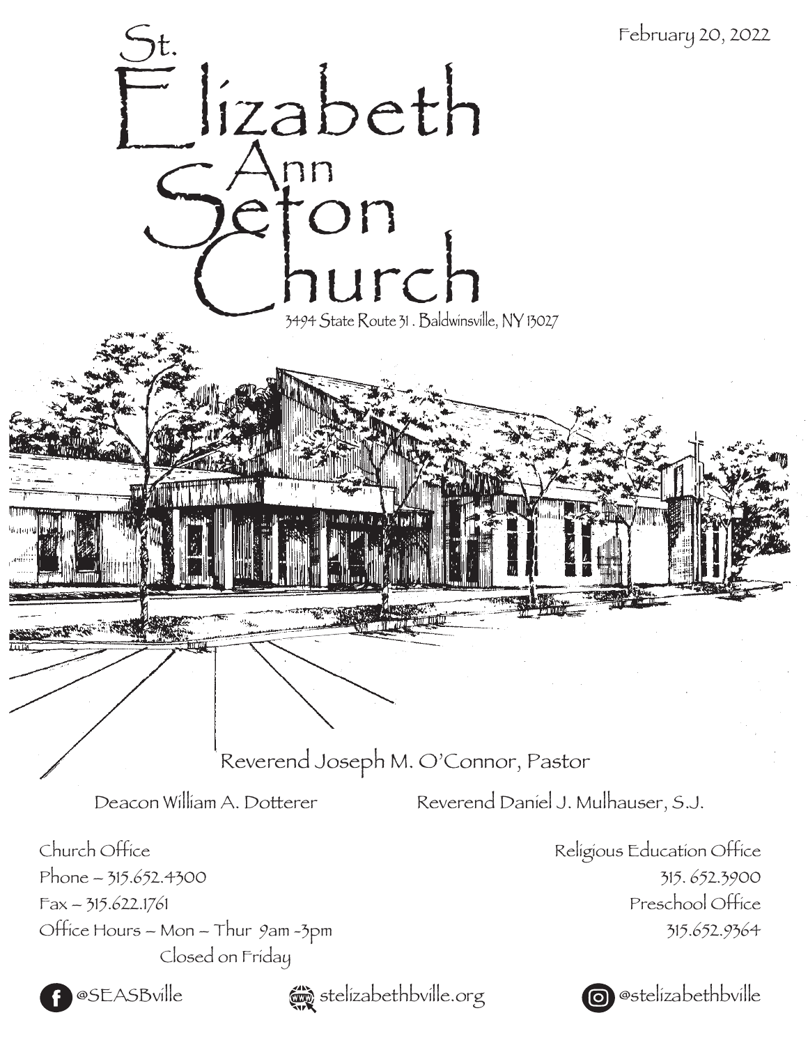February 20, 2022

# St. Elizabeth Ann Seton Church

3494 State Route 31 . Baldwinsville, NY 13027

Reverend Joseph M. O'Connor, Pastor

Deacon William A. Dotterer

Reverend Daniel J. Mulhauser, S.J.

Church Office
Phone – 315.652.4300
Fax – 315.622.1761
Office Hours – Mon – Thur 9am -3pm
Closed on Friday

Religious Education Office
315. 652.3900
Preschool Office
315.652.9364

@SEASBville

stelizabethbville.org

@stelizabethbville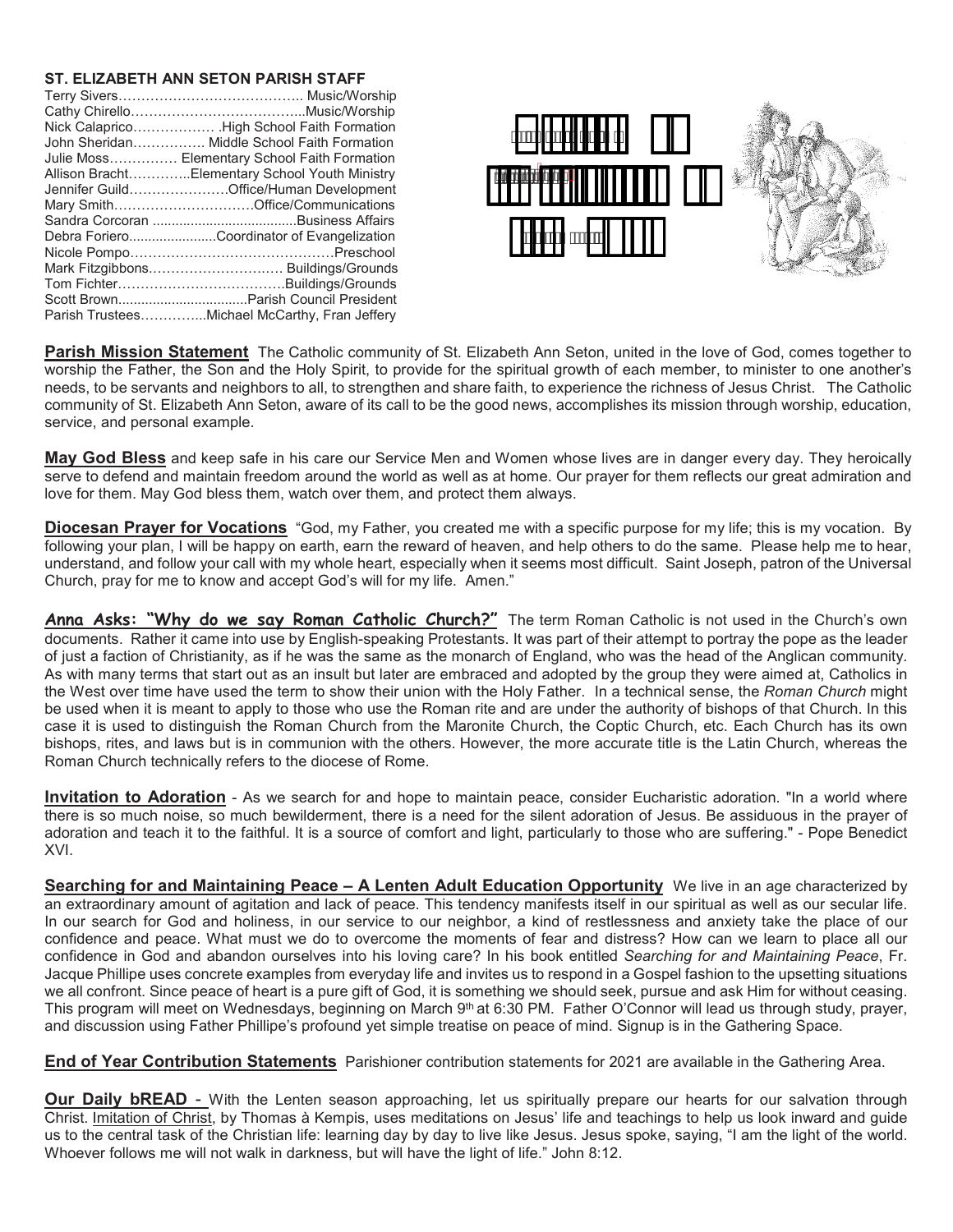**ST. ELIZABETH ANN SETON PARISH STAFF**

Terry Sivers…………………………………. Music/Worship
Cathy Chirello………………………………..Music/Worship
Nick Calaprico……………… .High School Faith Formation
John Sheridan……………. Middle School Faith Formation
Julie Moss…………… Elementary School Faith Formation
Allison Bracht…………..Elementary School Youth Ministry
Jennifer Guild………………….Office/Human Development
Mary Smith…………………………Office/Communications
Sandra Corcoran ......................................Business Affairs
Debra Foriero.......................Coordinator of Evangelization
Nicole Pompo……………………………………Preschool
Mark Fitzgibbons……………………….… Buildings/Grounds
Tom Fichter………………………………Buildings/Grounds
Scott Brown..................................Parish Council President
Parish Trustees…………..Michael McCarthy, Fran Jeffery

**Parish Mission Statement** The Catholic community of St. Elizabeth Ann Seton, united in the love of God, comes together to worship the Father, the Son and the Holy Spirit, to provide for the spiritual growth of each member, to minister to one another's needs, to be servants and neighbors to all, to strengthen and share faith, to experience the richness of Jesus Christ. The Catholic community of St. Elizabeth Ann Seton, aware of its call to be the good news, accomplishes its mission through worship, education, service, and personal example.

**May God Bless** and keep safe in his care our Service Men and Women whose lives are in danger every day. They heroically serve to defend and maintain freedom around the world as well as at home. Our prayer for them reflects our great admiration and love for them. May God bless them, watch over them, and protect them always.

**Diocesan Prayer for Vocations** "God, my Father, you created me with a specific purpose for my life; this is my vocation. By following your plan, I will be happy on earth, earn the reward of heaven, and help others to do the same. Please help me to hear, understand, and follow your call with my whole heart, especially when it seems most difficult. Saint Joseph, patron of the Universal Church, pray for me to know and accept God's will for my life. Amen."

**Anna Asks: "Why do we say Roman Catholic Church?"** The term Roman Catholic is not used in the Church's own documents. Rather it came into use by English-speaking Protestants. It was part of their attempt to portray the pope as the leader of just a faction of Christianity, as if he was the same as the monarch of England, who was the head of the Anglican community. As with many terms that start out as an insult but later are embraced and adopted by the group they were aimed at, Catholics in the West over time have used the term to show their union with the Holy Father. In a technical sense, the *Roman Church* might be used when it is meant to apply to those who use the Roman rite and are under the authority of bishops of that Church. In this case it is used to distinguish the Roman Church from the Maronite Church, the Coptic Church, etc. Each Church has its own bishops, rites, and laws but is in communion with the others. However, the more accurate title is the Latin Church, whereas the Roman Church technically refers to the diocese of Rome.

**Invitation to Adoration** - As we search for and hope to maintain peace, consider Eucharistic adoration. "In a world where there is so much noise, so much bewilderment, there is a need for the silent adoration of Jesus. Be assiduous in the prayer of adoration and teach it to the faithful. It is a source of comfort and light, particularly to those who are suffering." - Pope Benedict XVI.

**Searching for and Maintaining Peace – A Lenten Adult Education Opportunity** We live in an age characterized by an extraordinary amount of agitation and lack of peace. This tendency manifests itself in our spiritual as well as our secular life. In our search for God and holiness, in our service to our neighbor, a kind of restlessness and anxiety take the place of our confidence and peace. What must we do to overcome the moments of fear and distress? How can we learn to place all our confidence in God and abandon ourselves into his loving care? In his book entitled *Searching for and Maintaining Peace*, Fr. Jacque Phillipe uses concrete examples from everyday life and invites us to respond in a Gospel fashion to the upsetting situations we all confront. Since peace of heart is a pure gift of God, it is something we should seek, pursue and ask Him for without ceasing. This program will meet on Wednesdays, beginning on March 9th at 6:30 PM. Father O'Connor will lead us through study, prayer, and discussion using Father Phillipe's profound yet simple treatise on peace of mind. Signup is in the Gathering Space.

**End of Year Contribution Statements** Parishioner contribution statements for 2021 are available in the Gathering Area.

**Our Daily bREAD** - With the Lenten season approaching, let us spiritually prepare our hearts for our salvation through Christ. Imitation of Christ, by Thomas à Kempis, uses meditations on Jesus' life and teachings to help us look inward and guide us to the central task of the Christian life: learning day by day to live like Jesus. Jesus spoke, saying, "I am the light of the world. Whoever follows me will not walk in darkness, but will have the light of life." John 8:12.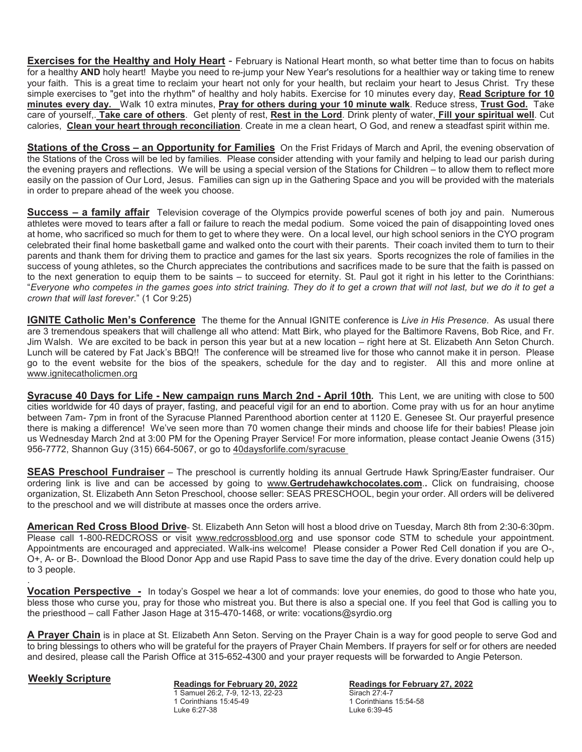**Exercises for the Healthy and Holy Heart** - February is National Heart month, so what better time than to focus on habits for a healthy **AND** holy heart! Maybe you need to re-jump your New Year's resolutions for a healthier way or taking time to renew your faith. This is a great time to reclaim your heart not only for your health, but reclaim your heart to Jesus Christ. Try these simple exercises to "get into the rhythm" of healthy and holy habits. Exercise for 10 minutes every day, **Read Scripture for 10 minutes every day.** Walk 10 extra minutes, **Pray for others during your 10 minute walk**. Reduce stress, **Trust God.** Take care of yourself,. **Take care of others**. Get plenty of rest, **Rest in the Lord**. Drink plenty of water, **Fill your spiritual well**. Cut calories, **Clean your heart through reconciliation**. Create in me a clean heart, O God, and renew a steadfast spirit within me.

**Stations of the Cross – an Opportunity for Families** On the Frist Fridays of March and April, the evening observation of the Stations of the Cross will be led by families. Please consider attending with your family and helping to lead our parish during the evening prayers and reflections. We will be using a special version of the Stations for Children – to allow them to reflect more easily on the passion of Our Lord, Jesus. Families can sign up in the Gathering Space and you will be provided with the materials in order to prepare ahead of the week you choose.

**Success – a family affair** Television coverage of the Olympics provide powerful scenes of both joy and pain. Numerous athletes were moved to tears after a fall or failure to reach the medal podium. Some voiced the pain of disappointing loved ones at home, who sacrificed so much for them to get to where they were. On a local level, our high school seniors in the CYO program celebrated their final home basketball game and walked onto the court with their parents. Their coach invited them to turn to their parents and thank them for driving them to practice and games for the last six years. Sports recognizes the role of families in the success of young athletes, so the Church appreciates the contributions and sacrifices made to be sure that the faith is passed on to the next generation to equip them to be saints – to succeed for eternity. St. Paul got it right in his letter to the Corinthians: "*Everyone who competes in the games goes into strict training. They do it to get a crown that will not last, but we do it to get a crown that will last forever*." (1 Cor 9:25)

**IGNITE Catholic Men's Conference** The theme for the Annual IGNITE conference is *Live in His Presence*. As usual there are 3 tremendous speakers that will challenge all who attend: Matt Birk, who played for the Baltimore Ravens, Bob Rice, and Fr. Jim Walsh. We are excited to be back in person this year but at a new location – right here at St. Elizabeth Ann Seton Church. Lunch will be catered by Fat Jack's BBQ!! The conference will be streamed live for those who cannot make it in person. Please go to the event website for the bios of the speakers, schedule for the day and to register. All this and more online at www.ignitecatholicmen.org

**Syracuse 40 Days for Life - New campaign runs March 2nd - April 10th.** This Lent, we are uniting with close to 500 cities worldwide for 40 days of prayer, fasting, and peaceful vigil for an end to abortion. Come pray with us for an hour anytime between 7am- 7pm in front of the Syracuse Planned Parenthood abortion center at 1120 E. Genesee St. Our prayerful presence there is making a difference! We've seen more than 70 women change their minds and choose life for their babies! Please join us Wednesday March 2nd at 3:00 PM for the Opening Prayer Service! For more information, please contact Jeanie Owens (315) 956-7772, Shannon Guy (315) 664-5067, or go to 40daysforlife.com/syracuse

**SEAS Preschool Fundraiser** – The preschool is currently holding its annual Gertrude Hawk Spring/Easter fundraiser. Our ordering link is live and can be accessed by going to www.**Gertrudehawkchocolates.com**.. Click on fundraising, choose organization, St. Elizabeth Ann Seton Preschool, choose seller: SEAS PRESCHOOL, begin your order. All orders will be delivered to the preschool and we will distribute at masses once the orders arrive.

**American Red Cross Blood Drive**- St. Elizabeth Ann Seton will host a blood drive on Tuesday, March 8th from 2:30-6:30pm. Please call 1-800-REDCROSS or visit www.redcrossblood.org and use sponsor code STM to schedule your appointment. Appointments are encouraged and appreciated. Walk-ins welcome! Please consider a Power Red Cell donation if you are O-, O+, A- or B-. Download the Blood Donor App and use Rapid Pass to save time the day of the drive. Every donation could help up to 3 people.

**Vocation Perspective -** In today's Gospel we hear a lot of commands: love your enemies, do good to those who hate you, bless those who curse you, pray for those who mistreat you. But there is also a special one. If you feel that God is calling you to the priesthood – call Father Jason Hage at 315-470-1468, or write: vocations@syrdio.org

**A Prayer Chain** is in place at St. Elizabeth Ann Seton. Serving on the Prayer Chain is a way for good people to serve God and to bring blessings to others who will be grateful for the prayers of Prayer Chain Members. If prayers for self or for others are needed and desired, please call the Parish Office at 315-652-4300 and your prayer requests will be forwarded to Angie Peterson.

**Weekly Scripture**

**Readings for February 20, 2022**
1 Samuel 26:2, 7-9, 12-13, 22-23
1 Corinthians 15:45-49
Luke 6:27-38

**Readings for February 27, 2022**
Sirach 27:4-7
1 Corinthians 15:54-58
Luke 6:39-45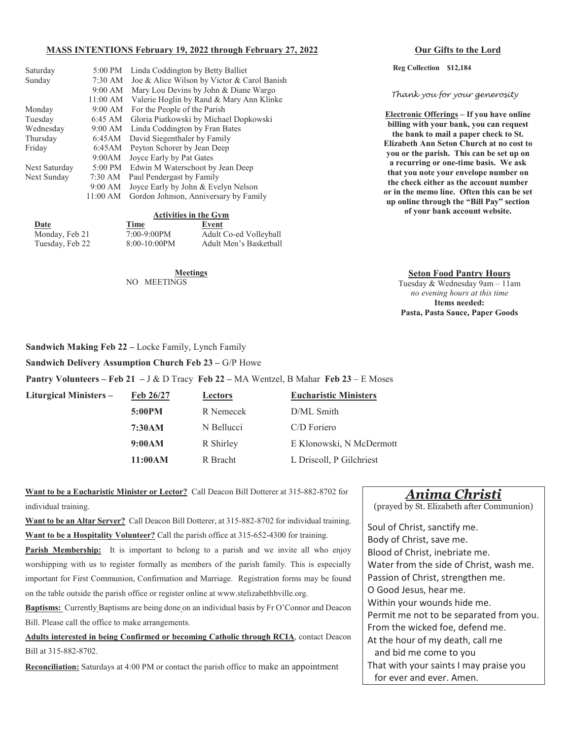## MASS INTENTIONS February 19, 2022 through February 27, 2022

| | | |
|---|---|---|
| Saturday | 5:00 PM | Linda Coddington by Betty Balliet |
| Sunday | 7:30 AM | Joe & Alice Wilson by Victor & Carol Banish |
| | 9:00 AM | Mary Lou Devins by John & Diane Wargo |
| | 11:00 AM | Valerie Hoglin by Rand & Mary Ann Klinke |
| Monday | 9:00 AM | For the People of the Parish |
| Tuesday | 6:45 AM | Gloria Piatkowski by Michael Dopkowski |
| Wednesday | 9:00 AM | Linda Coddington by Fran Bates |
| Thursday | 6:45AM | David Siegenthaler by Family |
| Friday | 6:45AM | Peyton Schorer by Jean Deep |
| | 9:00AM | Joyce Early by Pat Gates |
| Next Saturday | 5:00 PM | Edwin M Waterschoot by Jean Deep |
| Next Sunday | 7:30 AM | Paul Pendergast by Family |
| | 9:00 AM | Joyce Early by John & Evelyn Nelson |
| | 11:00 AM | Gordon Johnson, Anniversary by Family |

### Activities in the Gym

| Date | Time | Event |
|---|---|---|
| Monday, Feb 21 | 7:00-9:00PM | Adult Co-ed Volleyball |
| Tuesday, Feb 22 | 8:00-10:00PM | Adult Men's Basketball |

### Meetings

NO MEETINGS

### Our Gifts to the Lord

**Reg Collection $12,184**

*Thank you for your generosity*

**Electronic Offerings – If you have online billing with your bank, you can request the bank to mail a paper check to St. Elizabeth Ann Seton Church at no cost to you or the parish. This can be set up on a recurring or one-time basis. We ask that you note your envelope number on the check either as the account number or in the memo line. Often this can be set up online through the "Bill Pay" section of your bank account website.**

### Seton Food Pantry Hours

Tuesday & Wednesday 9am – 11am
*no evening hours at this time*
**Items needed:**
**Pasta, Pasta Sauce, Paper Goods**

**Sandwich Making Feb 22 –** Locke Family, Lynch Family

**Sandwich Delivery Assumption Church Feb 23 –** G/P Howe

**Pantry Volunteers – Feb 21 –** J & D Tracy **Feb 22 –** MA Wentzel, B Mahar **Feb 23** – E Moses

| Liturgical Ministers – | Feb 26/27 | Lectors | Eucharistic Ministers |
|---|---|---|---|
| | **5:00PM** | R Nemecek | D/ML Smith |
| | **7:30AM** | N Bellucci | C/D Foriero |
| | **9:00AM** | R Shirley | E Klonowski, N McDermott |
| | **11:00AM** | R Bracht | L Driscoll, P Gilchriest |

**Want to be a Eucharistic Minister or Lector?** Call Deacon Bill Dotterer at 315-882-8702 for individual training.

**Want to be an Altar Server?** Call Deacon Bill Dotterer, at 315-882-8702 for individual training.

**Want to be a Hospitality Volunteer?** Call the parish office at 315-652-4300 for training.

**Parish Membership:** It is important to belong to a parish and we invite all who enjoy worshipping with us to register formally as members of the parish family. This is especially important for First Communion, Confirmation and Marriage. Registration forms may be found on the table outside the parish office or register online at www.stelizabethbville.org.

**Baptisms:** Currently Baptisms are being done on an individual basis by Fr O'Connor and Deacon Bill. Please call the office to make arrangements.

**Adults interested in being Confirmed or becoming Catholic through RCIA**, contact Deacon Bill at 315-882-8702.

**Reconciliation:** Saturdays at 4:00 PM or contact the parish office to make an appointment

## *Anima Christi*

(prayed by St. Elizabeth after Communion)

Soul of Christ, sanctify me.
Body of Christ, save me.
Blood of Christ, inebriate me.
Water from the side of Christ, wash me.
Passion of Christ, strengthen me.
O Good Jesus, hear me.
Within your wounds hide me.
Permit me not to be separated from you.
From the wicked foe, defend me.
At the hour of my death, call me
and bid me come to you
That with your saints I may praise you
for ever and ever. Amen.